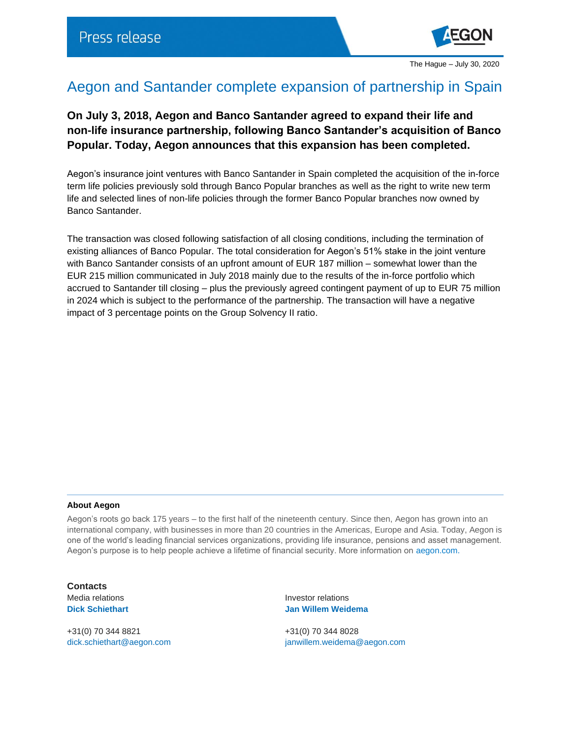Press release

The Hague – July 30, 2020

# Aegon and Santander complete expansion of partnership in Spain

**On July 3, 2018, Aegon and Banco Santander agreed to expand their life and non-life insurance partnership, following Banco Santander's acquisition of Banco Popular. Today, Aegon announces that this expansion has been completed.**

Aegon's insurance joint ventures with Banco Santander in Spain completed the acquisition of the in-force term life policies previously sold through Banco Popular branches as well as the right to write new term life and selected lines of non-life policies through the former Banco Popular branches now owned by Banco Santander.

The transaction was closed following satisfaction of all closing conditions, including the termination of existing alliances of Banco Popular. The total consideration for Aegon's 51% stake in the joint venture with Banco Santander consists of an upfront amount of EUR 187 million – somewhat lower than the EUR 215 million communicated in July 2018 mainly due to the results of the in-force portfolio which accrued to Santander till closing – plus the previously agreed contingent payment of up to EUR 75 million in 2024 which is subject to the performance of the partnership. The transaction will have a negative impact of 3 percentage points on the Group Solvency II ratio.

**About Aegon**

Aegon's roots go back 175 years – to the first half of the nineteenth century. Since then, Aegon has grown into an international company, with businesses in more than 20 countries in the Americas, Europe and Asia. Today, Aegon is one of the world's leading financial services organizations, providing life insurance, pensions and asset management. Aegon's purpose is to help people achieve a lifetime of financial security. More information on aegon.com.

**Contacts**

Media relations
**Dick Schiethart**

+31(0) 70 344 8821
dick.schiethart@aegon.com

Investor relations
**Jan Willem Weidema**

+31(0) 70 344 8028
janwillem.weidema@aegon.com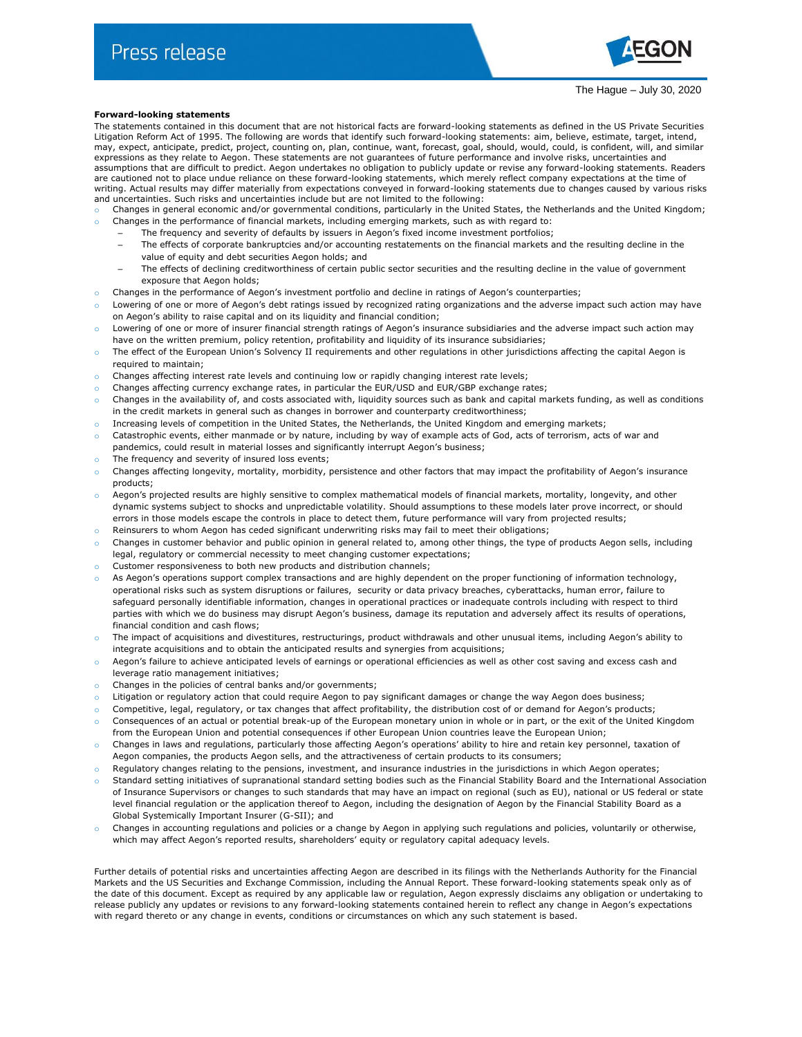**Forward-looking statements**

The statements contained in this document that are not historical facts are forward-looking statements as defined in the US Private Securities Litigation Reform Act of 1995. The following are words that identify such forward-looking statements: aim, believe, estimate, target, intend, may, expect, anticipate, predict, project, counting on, plan, continue, want, forecast, goal, should, would, could, is confident, will, and similar expressions as they relate to Aegon. These statements are not guarantees of future performance and involve risks, uncertainties and assumptions that are difficult to predict. Aegon undertakes no obligation to publicly update or revise any forward-looking statements. Readers are cautioned not to place undue reliance on these forward-looking statements, which merely reflect company expectations at the time of writing. Actual results may differ materially from expectations conveyed in forward-looking statements due to changes caused by various risks and uncertainties. Such risks and uncertainties include but are not limited to the following:

- Changes in general economic and/or governmental conditions, particularly in the United States, the Netherlands and the United Kingdom;
- Changes in the performance of financial markets, including emerging markets, such as with regard to:
  - The frequency and severity of defaults by issuers in Aegon's fixed income investment portfolios;
  - The effects of corporate bankruptcies and/or accounting restatements on the financial markets and the resulting decline in the value of equity and debt securities Aegon holds; and
  - The effects of declining creditworthiness of certain public sector securities and the resulting decline in the value of government exposure that Aegon holds;
- Changes in the performance of Aegon's investment portfolio and decline in ratings of Aegon's counterparties;
- Lowering of one or more of Aegon's debt ratings issued by recognized rating organizations and the adverse impact such action may have on Aegon's ability to raise capital and on its liquidity and financial condition;
- Lowering of one or more of insurer financial strength ratings of Aegon's insurance subsidiaries and the adverse impact such action may have on the written premium, policy retention, profitability and liquidity of its insurance subsidiaries;
- The effect of the European Union's Solvency II requirements and other regulations in other jurisdictions affecting the capital Aegon is required to maintain;
- Changes affecting interest rate levels and continuing low or rapidly changing interest rate levels;
- Changes affecting currency exchange rates, in particular the EUR/USD and EUR/GBP exchange rates;
- Changes in the availability of, and costs associated with, liquidity sources such as bank and capital markets funding, as well as conditions in the credit markets in general such as changes in borrower and counterparty creditworthiness;
- Increasing levels of competition in the United States, the Netherlands, the United Kingdom and emerging markets;
- Catastrophic events, either manmade or by nature, including by way of example acts of God, acts of terrorism, acts of war and pandemics, could result in material losses and significantly interrupt Aegon's business;
- The frequency and severity of insured loss events;
- Changes affecting longevity, mortality, morbidity, persistence and other factors that may impact the profitability of Aegon's insurance products;
- Aegon's projected results are highly sensitive to complex mathematical models of financial markets, mortality, longevity, and other dynamic systems subject to shocks and unpredictable volatility. Should assumptions to these models later prove incorrect, or should errors in those models escape the controls in place to detect them, future performance will vary from projected results;
- Reinsurers to whom Aegon has ceded significant underwriting risks may fail to meet their obligations;
- Changes in customer behavior and public opinion in general related to, among other things, the type of products Aegon sells, including legal, regulatory or commercial necessity to meet changing customer expectations;
- Customer responsiveness to both new products and distribution channels;
- As Aegon's operations support complex transactions and are highly dependent on the proper functioning of information technology, operational risks such as system disruptions or failures, security or data privacy breaches, cyberattacks, human error, failure to safeguard personally identifiable information, changes in operational practices or inadequate controls including with respect to third parties with which we do business may disrupt Aegon's business, damage its reputation and adversely affect its results of operations, financial condition and cash flows;
- The impact of acquisitions and divestitures, restructurings, product withdrawals and other unusual items, including Aegon's ability to integrate acquisitions and to obtain the anticipated results and synergies from acquisitions;
- Aegon's failure to achieve anticipated levels of earnings or operational efficiencies as well as other cost saving and excess cash and leverage ratio management initiatives;
- Changes in the policies of central banks and/or governments;
- Litigation or regulatory action that could require Aegon to pay significant damages or change the way Aegon does business;
- Competitive, legal, regulatory, or tax changes that affect profitability, the distribution cost of or demand for Aegon's products;
- Consequences of an actual or potential break-up of the European monetary union in whole or in part, or the exit of the United Kingdom from the European Union and potential consequences if other European Union countries leave the European Union;
- Changes in laws and regulations, particularly those affecting Aegon's operations' ability to hire and retain key personnel, taxation of Aegon companies, the products Aegon sells, and the attractiveness of certain products to its consumers;
- Regulatory changes relating to the pensions, investment, and insurance industries in the jurisdictions in which Aegon operates;
- Standard setting initiatives of supranational standard setting bodies such as the Financial Stability Board and the International Association of Insurance Supervisors or changes to such standards that may have an impact on regional (such as EU), national or US federal or state level financial regulation or the application thereof to Aegon, including the designation of Aegon by the Financial Stability Board as a Global Systemically Important Insurer (G-SII); and
- Changes in accounting regulations and policies or a change by Aegon in applying such regulations and policies, voluntarily or otherwise, which may affect Aegon's reported results, shareholders' equity or regulatory capital adequacy levels.

Further details of potential risks and uncertainties affecting Aegon are described in its filings with the Netherlands Authority for the Financial Markets and the US Securities and Exchange Commission, including the Annual Report. These forward-looking statements speak only as of the date of this document. Except as required by any applicable law or regulation, Aegon expressly disclaims any obligation or undertaking to release publicly any updates or revisions to any forward-looking statements contained herein to reflect any change in Aegon's expectations with regard thereto or any change in events, conditions or circumstances on which any such statement is based.